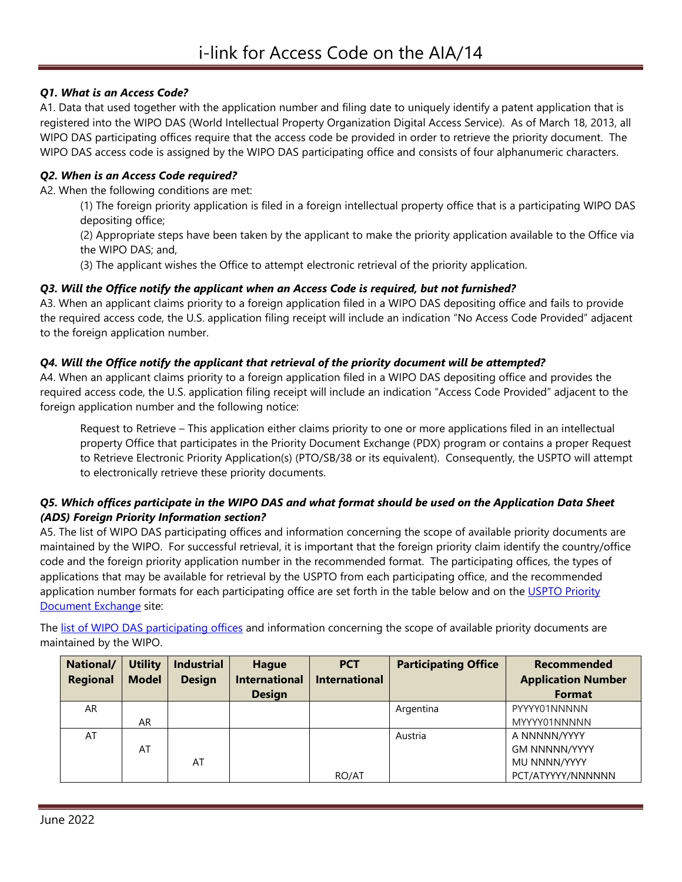# i-link for Access Code on the AIA/14

***Q1. What is an Access Code?***

A1. Data that used together with the application number and filing date to uniquely identify a patent application that is registered into the WIPO DAS (World Intellectual Property Organization Digital Access Service). As of March 18, 2013, all WIPO DAS participating offices require that the access code be provided in order to retrieve the priority document. The WIPO DAS access code is assigned by the WIPO DAS participating office and consists of four alphanumeric characters.

***Q2. When is an Access Code required?***

A2. When the following conditions are met:

(1) The foreign priority application is filed in a foreign intellectual property office that is a participating WIPO DAS depositing office;

(2) Appropriate steps have been taken by the applicant to make the priority application available to the Office via the WIPO DAS; and,

(3) The applicant wishes the Office to attempt electronic retrieval of the priority application.

***Q3. Will the Office notify the applicant when an Access Code is required, but not furnished?***

A3. When an applicant claims priority to a foreign application filed in a WIPO DAS depositing office and fails to provide the required access code, the U.S. application filing receipt will include an indication "No Access Code Provided" adjacent to the foreign application number.

***Q4. Will the Office notify the applicant that retrieval of the priority document will be attempted?***

A4. When an applicant claims priority to a foreign application filed in a WIPO DAS depositing office and provides the required access code, the U.S. application filing receipt will include an indication "Access Code Provided" adjacent to the foreign application number and the following notice:

> Request to Retrieve – This application either claims priority to one or more applications filed in an intellectual property Office that participates in the Priority Document Exchange (PDX) program or contains a proper Request to Retrieve Electronic Priority Application(s) (PTO/SB/38 or its equivalent). Consequently, the USPTO will attempt to electronically retrieve these priority documents.

***Q5. Which offices participate in the WIPO DAS and what format should be used on the Application Data Sheet (ADS) Foreign Priority Information section?***

A5. The list of WIPO DAS participating offices and information concerning the scope of available priority documents are maintained by the WIPO. For successful retrieval, it is important that the foreign priority claim identify the country/office code and the foreign priority application number in the recommended format. The participating offices, the types of applications that may be available for retrieval by the USPTO from each participating office, and the recommended application number formats for each participating office are set forth in the table below and on the USPTO Priority Document Exchange site:

The list of WIPO DAS participating offices and information concerning the scope of available priority documents are maintained by the WIPO.

| National/ Regional | Utility Model | Industrial Design | Hague International Design | PCT International | Participating Office | Recommended Application Number Format |
|---|---|---|---|---|---|---|
| AR | | | | | Argentina | PYYYY01NNNNN |
| | AR | | | | | MYYYY01NNNNN |
| AT | | | | | Austria | A NNNNN/YYYY |
| | AT | | | | | GM NNNNN/YYYY |
| | | AT | | | | MU NNNN/YYYY |
| | | | | RO/AT | | PCT/ATYYYY/NNNNNN |

June 2022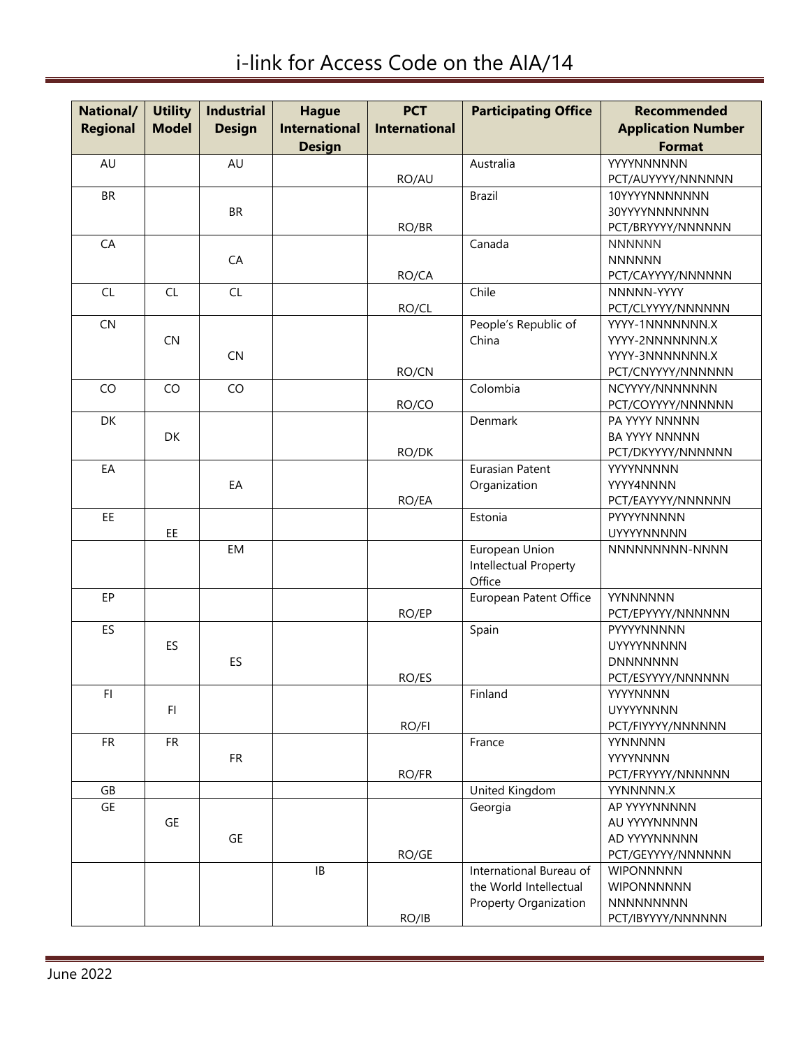| National/ Regional | Utility Model | Industrial Design | Hague International Design | PCT International | Participating Office | Recommended Application Number Format |
|---|---|---|---|---|---|---|
| AU | | AU | | RO/AU | Australia | YYYYNNNNNN<br>PCT/AUYYYY/NNNNNN |
| BR | | BR | | RO/BR | Brazil | 10YYYYNNNNNNN<br>30YYYYNNNNNNN<br>PCT/BRYYYY/NNNNNN |
| CA | | CA | | RO/CA | Canada | NNNNNN<br>NNNNNN<br>PCT/CAYYYY/NNNNNN |
| CL | CL | CL | | RO/CL | Chile | NNNNN-YYYY<br>PCT/CLYYYY/NNNNNN |
| CN | CN | CN | | RO/CN | People's Republic of China | YYYY-1NNNNNNN.X<br>YYYY-2NNNNNNN.X<br>YYYY-3NNNNNNN.X<br>PCT/CNYYYY/NNNNNN |
| CO | CO | CO | | RO/CO | Colombia | NCYYYY/NNNNNNN<br>PCT/COYYYY/NNNNNN |
| DK | DK | | | RO/DK | Denmark | PA YYYY NNNNN<br>BA YYYY NNNNN<br>PCT/DKYYYY/NNNNNN |
| EA | | EA | | RO/EA | Eurasian Patent Organization | YYYYNNNNN<br>YYYY4NNNN<br>PCT/EAYYYY/NNNNNN |
| EE | EE | | | | Estonia | PYYYYNNNNN<br>UYYYYNNNNN |
| | | EM | | | European Union Intellectual Property Office | NNNNNNNNN-NNNN |
| EP | | | | RO/EP | European Patent Office | YYNNNNNN<br>PCT/EPYYYY/NNNNNN |
| ES | ES | ES | | RO/ES | Spain | PYYYYNNNNN<br>UYYYYNNNNN<br>DNNNNNNN<br>PCT/ESYYYY/NNNNNN |
| FI | FI | | | RO/FI | Finland | YYYYNNNN<br>UYYYYNNNN<br>PCT/FIYYYY/NNNNNN |
| FR | FR | FR | | RO/FR | France | YYNNNNN<br>YYYYNNNN<br>PCT/FRYYYY/NNNNNN |
| GB | | | | | United Kingdom | YYNNNNN.X |
| GE | GE | GE | | RO/GE | Georgia | AP YYYYNNNNN<br>AU YYYYNNNNN<br>AD YYYYNNNNN<br>PCT/GEYYYY/NNNNNN |
| | | | IB | RO/IB | International Bureau of the World Intellectual Property Organization | WIPONNNNN<br>WIPONNNNNN<br>NNNNNNNNN<br>PCT/IBYYYY/NNNNNN |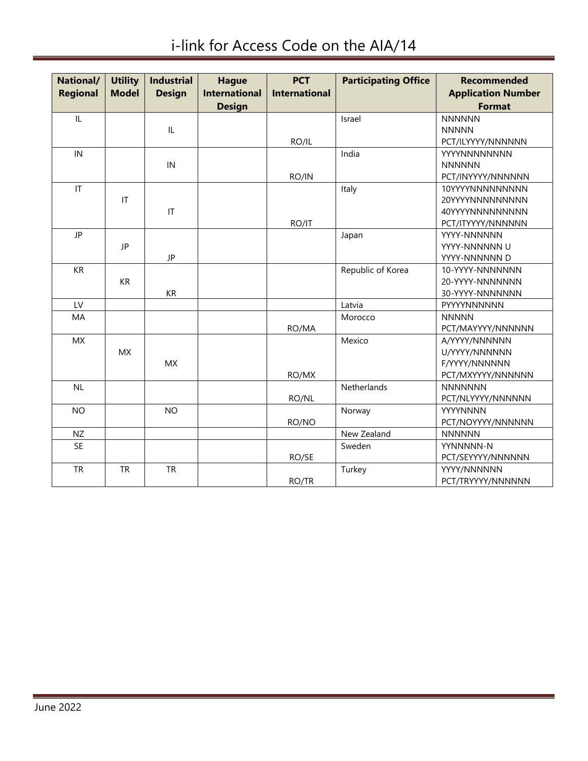| National/ Regional | Utility Model | Industrial Design | Hague International Design | PCT International | Participating Office | Recommended Application Number Format |
|---|---|---|---|---|---|---|
| IL | | IL | | RO/IL | Israel | NNNNNN<br>NNNNN<br>PCT/ILYYYY/NNNNNN |
| IN | | IN | | RO/IN | India | YYYYNNNNNNNN<br>NNNNNN<br>PCT/INYYYY/NNNNNN |
| IT | IT | IT | | RO/IT | Italy | 10YYYYNNNNNNNNN<br>20YYYYNNNNNNNNN<br>40YYYYNNNNNNNNN<br>PCT/ITYYYY/NNNNNN |
| JP | JP | JP | | | Japan | YYYY-NNNNNN<br>YYYY-NNNNNN U<br>YYYY-NNNNNN D |
| KR | KR | KR | | | Republic of Korea | 10-YYYY-NNNNNNN<br>20-YYYY-NNNNNNN<br>30-YYYY-NNNNNNN |
| LV | | | | | Latvia | PYYYYNNNNNN |
| MA | | | | RO/MA | Morocco | NNNNN<br>PCT/MAYYYY/NNNNNN |
| MX | MX | MX | | RO/MX | Mexico | A/YYYY/NNNNNN<br>U/YYYY/NNNNNN<br>F/YYYY/NNNNNN<br>PCT/MXYYYY/NNNNNN |
| NL | | | | RO/NL | Netherlands | NNNNNNN<br>PCT/NLYYYY/NNNNNN |
| NO | | NO | | RO/NO | Norway | YYYYNNNN<br>PCT/NOYYYY/NNNNNN |
| NZ | | | | | New Zealand | NNNNNN |
| SE | | | | RO/SE | Sweden | YYNNNNN-N<br>PCT/SEYYYY/NNNNNN |
| TR | TR | TR | | RO/TR | Turkey | YYYY/NNNNNN<br>PCT/TRYYYY/NNNNNN |